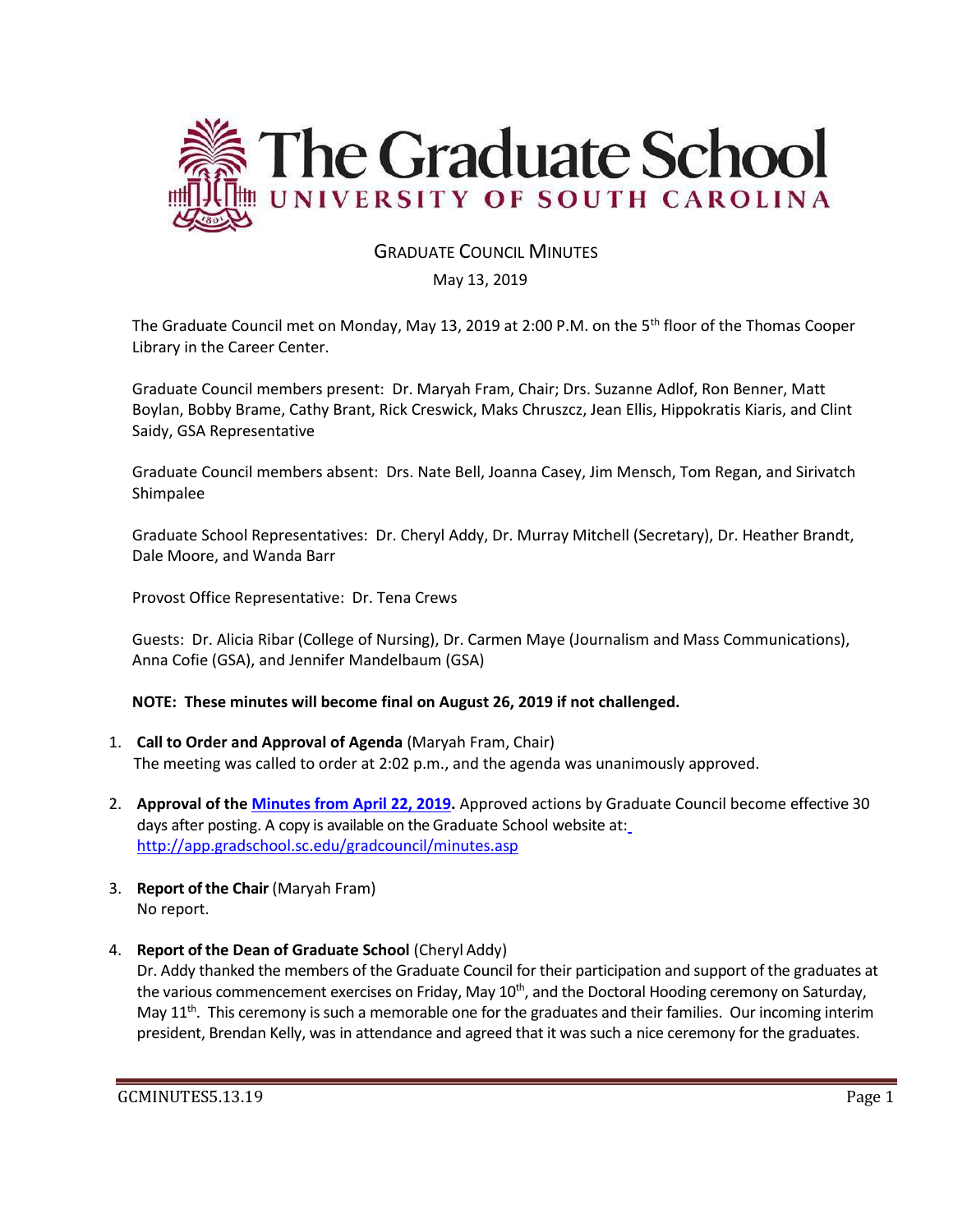# The Graduate School
## UNIVERSITY OF SOUTH CAROLINA

### GRADUATE COUNCIL MINUTES

May 13, 2019

The Graduate Council met on Monday, May 13, 2019 at 2:00 P.M. on the 5th floor of the Thomas Cooper Library in the Career Center.

Graduate Council members present: Dr. Maryah Fram, Chair; Drs. Suzanne Adlof, Ron Benner, Matt Boylan, Bobby Brame, Cathy Brant, Rick Creswick, Maks Chruszcz, Jean Ellis, Hippokratis Kiaris, and Clint Saidy, GSA Representative

Graduate Council members absent: Drs. Nate Bell, Joanna Casey, Jim Mensch, Tom Regan, and Sirivatch Shimpalee

Graduate School Representatives: Dr. Cheryl Addy, Dr. Murray Mitchell (Secretary), Dr. Heather Brandt, Dale Moore, and Wanda Barr

Provost Office Representative: Dr. Tena Crews

Guests: Dr. Alicia Ribar (College of Nursing), Dr. Carmen Maye (Journalism and Mass Communications), Anna Cofie (GSA), and Jennifer Mandelbaum (GSA)

**NOTE: These minutes will become final on August 26, 2019 if not challenged.**

1. **Call to Order and Approval of Agenda** (Maryah Fram, Chair)
   The meeting was called to order at 2:02 p.m., and the agenda was unanimously approved.

2. **Approval of the Minutes from April 22, 2019.** Approved actions by Graduate Council become effective 30 days after posting. A copy is available on the Graduate School website at: http://app.gradschool.sc.edu/gradcouncil/minutes.asp

3. **Report of the Chair** (Maryah Fram)
   No report.

4. **Report of the Dean of Graduate School** (Cheryl Addy)
   Dr. Addy thanked the members of the Graduate Council for their participation and support of the graduates at the various commencement exercises on Friday, May 10th, and the Doctoral Hooding ceremony on Saturday, May 11th. This ceremony is such a memorable one for the graduates and their families. Our incoming interim president, Brendan Kelly, was in attendance and agreed that it was such a nice ceremony for the graduates.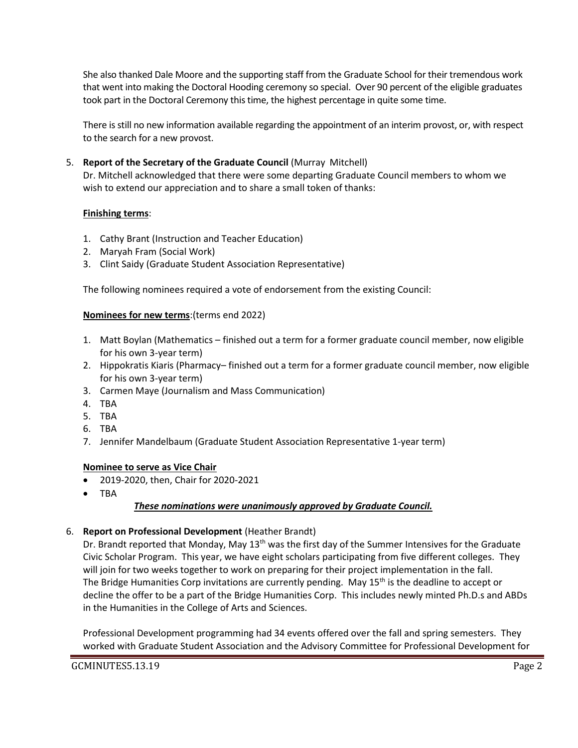She also thanked Dale Moore and the supporting staff from the Graduate School for their tremendous work that went into making the Doctoral Hooding ceremony so special. Over 90 percent of the eligible graduates took part in the Doctoral Ceremony this time, the highest percentage in quite some time.

There is still no new information available regarding the appointment of an interim provost, or, with respect to the search for a new provost.

5. **Report of the Secretary of the Graduate Council** (Murray Mitchell)
   Dr. Mitchell acknowledged that there were some departing Graduate Council members to whom we wish to extend our appreciation and to share a small token of thanks:

   **Finishing terms**:

   1. Cathy Brant (Instruction and Teacher Education)
   2. Maryah Fram (Social Work)
   3. Clint Saidy (Graduate Student Association Representative)

   The following nominees required a vote of endorsement from the existing Council:

   **Nominees for new terms**:(terms end 2022)

   1. Matt Boylan (Mathematics – finished out a term for a former graduate council member, now eligible for his own 3-year term)
   2. Hippokratis Kiaris (Pharmacy– finished out a term for a former graduate council member, now eligible for his own 3-year term)
   3. Carmen Maye (Journalism and Mass Communication)
   4. TBA
   5. TBA
   6. TBA
   7. Jennifer Mandelbaum (Graduate Student Association Representative 1-year term)

   **Nominee to serve as Vice Chair**

   - 2019-2020, then, Chair for 2020-2021
   - TBA

   ***These nominations were unanimously approved by Graduate Council.***

6. **Report on Professional Development** (Heather Brandt)
   Dr. Brandt reported that Monday, May 13th was the first day of the Summer Intensives for the Graduate Civic Scholar Program. This year, we have eight scholars participating from five different colleges. They will join for two weeks together to work on preparing for their project implementation in the fall. The Bridge Humanities Corp invitations are currently pending. May 15th is the deadline to accept or decline the offer to be a part of the Bridge Humanities Corp. This includes newly minted Ph.D.s and ABDs in the Humanities in the College of Arts and Sciences.

   Professional Development programming had 34 events offered over the fall and spring semesters. They worked with Graduate Student Association and the Advisory Committee for Professional Development for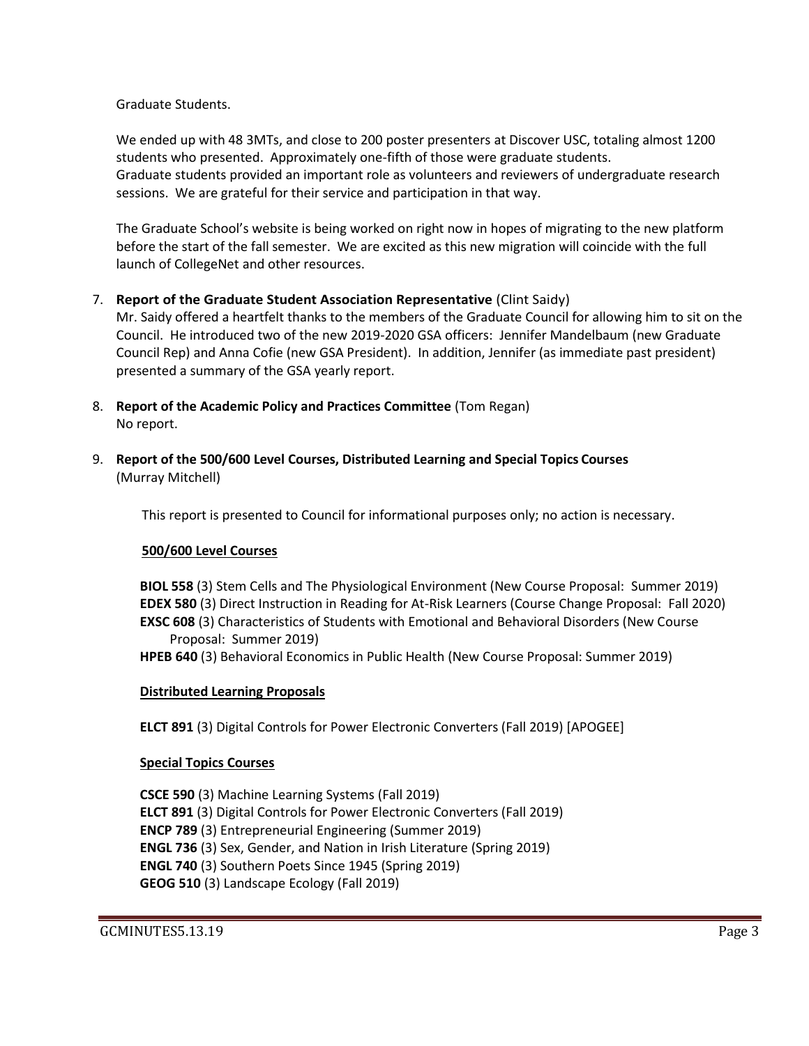Graduate Students.

We ended up with 48 3MTs, and close to 200 poster presenters at Discover USC, totaling almost 1200 students who presented. Approximately one-fifth of those were graduate students. Graduate students provided an important role as volunteers and reviewers of undergraduate research sessions. We are grateful for their service and participation in that way.

The Graduate School's website is being worked on right now in hopes of migrating to the new platform before the start of the fall semester. We are excited as this new migration will coincide with the full launch of CollegeNet and other resources.

7. **Report of the Graduate Student Association Representative** (Clint Saidy)
   Mr. Saidy offered a heartfelt thanks to the members of the Graduate Council for allowing him to sit on the Council. He introduced two of the new 2019-2020 GSA officers: Jennifer Mandelbaum (new Graduate Council Rep) and Anna Cofie (new GSA President). In addition, Jennifer (as immediate past president) presented a summary of the GSA yearly report.

8. **Report of the Academic Policy and Practices Committee** (Tom Regan)
   No report.

9. **Report of the 500/600 Level Courses, Distributed Learning and Special Topics Courses** (Murray Mitchell)

   This report is presented to Council for informational purposes only; no action is necessary.

   **500/600 Level Courses**

   **BIOL 558** (3) Stem Cells and The Physiological Environment (New Course Proposal: Summer 2019)
   **EDEX 580** (3) Direct Instruction in Reading for At-Risk Learners (Course Change Proposal: Fall 2020)
   **EXSC 608** (3) Characteristics of Students with Emotional and Behavioral Disorders (New Course Proposal: Summer 2019)
   **HPEB 640** (3) Behavioral Economics in Public Health (New Course Proposal: Summer 2019)

   **Distributed Learning Proposals**

   **ELCT 891** (3) Digital Controls for Power Electronic Converters (Fall 2019) [APOGEE]

   **Special Topics Courses**

   **CSCE 590** (3) Machine Learning Systems (Fall 2019)
   **ELCT 891** (3) Digital Controls for Power Electronic Converters (Fall 2019)
   **ENCP 789** (3) Entrepreneurial Engineering (Summer 2019)
   **ENGL 736** (3) Sex, Gender, and Nation in Irish Literature (Spring 2019)
   **ENGL 740** (3) Southern Poets Since 1945 (Spring 2019)
   **GEOG 510** (3) Landscape Ecology (Fall 2019)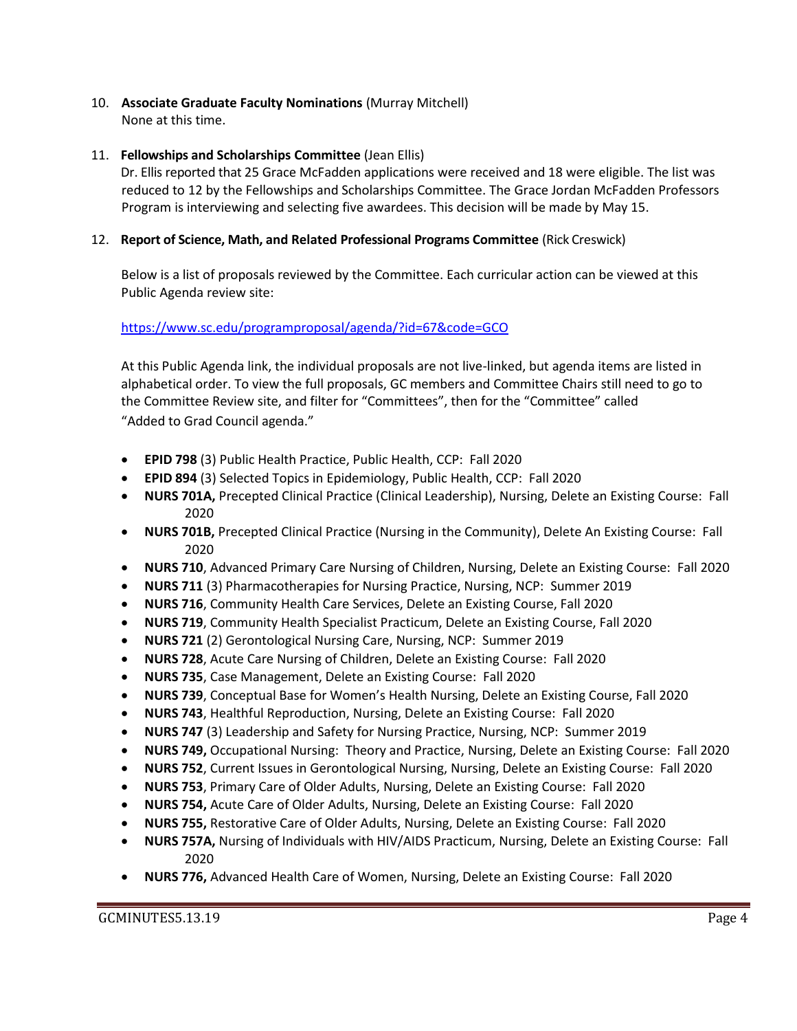10. **Associate Graduate Faculty Nominations** (Murray Mitchell)
    None at this time.

11. **Fellowships and Scholarships Committee** (Jean Ellis)
    Dr. Ellis reported that 25 Grace McFadden applications were received and 18 were eligible. The list was reduced to 12 by the Fellowships and Scholarships Committee. The Grace Jordan McFadden Professors Program is interviewing and selecting five awardees. This decision will be made by May 15.

12. **Report of Science, Math, and Related Professional Programs Committee** (Rick Creswick)

    Below is a list of proposals reviewed by the Committee. Each curricular action can be viewed at this Public Agenda review site:

    https://www.sc.edu/programproposal/agenda/?id=67&code=GCO

    At this Public Agenda link, the individual proposals are not live-linked, but agenda items are listed in alphabetical order. To view the full proposals, GC members and Committee Chairs still need to go to the Committee Review site, and filter for "Committees", then for the "Committee" called "Added to Grad Council agenda."

    - **EPID 798** (3) Public Health Practice, Public Health, CCP: Fall 2020
    - **EPID 894** (3) Selected Topics in Epidemiology, Public Health, CCP: Fall 2020
    - **NURS 701A,** Precepted Clinical Practice (Clinical Leadership), Nursing, Delete an Existing Course: Fall 2020
    - **NURS 701B,** Precepted Clinical Practice (Nursing in the Community), Delete An Existing Course: Fall 2020
    - **NURS 710**, Advanced Primary Care Nursing of Children, Nursing, Delete an Existing Course: Fall 2020
    - **NURS 711** (3) Pharmacotherapies for Nursing Practice, Nursing, NCP: Summer 2019
    - **NURS 716**, Community Health Care Services, Delete an Existing Course, Fall 2020
    - **NURS 719**, Community Health Specialist Practicum, Delete an Existing Course, Fall 2020
    - **NURS 721** (2) Gerontological Nursing Care, Nursing, NCP: Summer 2019
    - **NURS 728**, Acute Care Nursing of Children, Delete an Existing Course: Fall 2020
    - **NURS 735**, Case Management, Delete an Existing Course: Fall 2020
    - **NURS 739**, Conceptual Base for Women's Health Nursing, Delete an Existing Course, Fall 2020
    - **NURS 743**, Healthful Reproduction, Nursing, Delete an Existing Course: Fall 2020
    - **NURS 747** (3) Leadership and Safety for Nursing Practice, Nursing, NCP: Summer 2019
    - **NURS 749,** Occupational Nursing: Theory and Practice, Nursing, Delete an Existing Course: Fall 2020
    - **NURS 752**, Current Issues in Gerontological Nursing, Nursing, Delete an Existing Course: Fall 2020
    - **NURS 753**, Primary Care of Older Adults, Nursing, Delete an Existing Course: Fall 2020
    - **NURS 754,** Acute Care of Older Adults, Nursing, Delete an Existing Course: Fall 2020
    - **NURS 755,** Restorative Care of Older Adults, Nursing, Delete an Existing Course: Fall 2020
    - **NURS 757A,** Nursing of Individuals with HIV/AIDS Practicum, Nursing, Delete an Existing Course: Fall 2020
    - **NURS 776,** Advanced Health Care of Women, Nursing, Delete an Existing Course: Fall 2020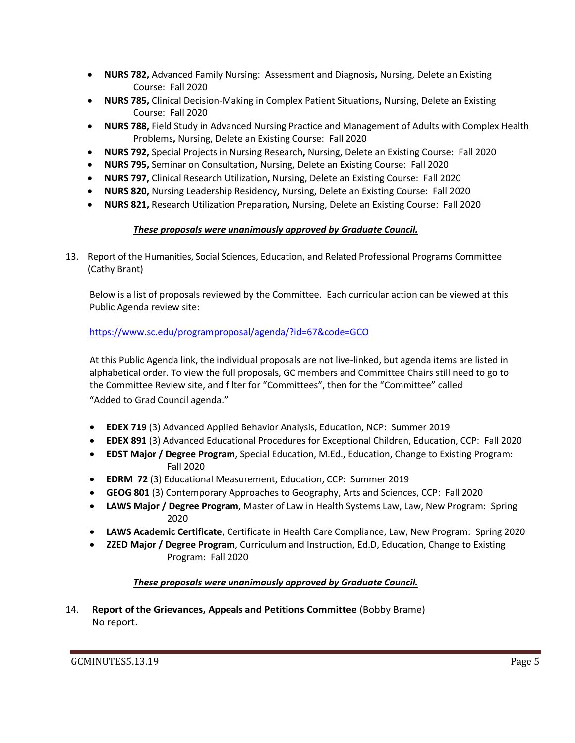- **NURS 782,** Advanced Family Nursing: Assessment and Diagnosis**,** Nursing, Delete an Existing Course: Fall 2020
- **NURS 785,** Clinical Decision-Making in Complex Patient Situations**,** Nursing, Delete an Existing Course: Fall 2020
- **NURS 788,** Field Study in Advanced Nursing Practice and Management of Adults with Complex Health Problems**,** Nursing, Delete an Existing Course: Fall 2020
- **NURS 792,** Special Projects in Nursing Research**,** Nursing, Delete an Existing Course: Fall 2020
- **NURS 795,** Seminar on Consultation**,** Nursing, Delete an Existing Course: Fall 2020
- **NURS 797,** Clinical Research Utilization**,** Nursing, Delete an Existing Course: Fall 2020
- **NURS 820,** Nursing Leadership Residency**,** Nursing, Delete an Existing Course: Fall 2020
- **NURS 821,** Research Utilization Preparation**,** Nursing, Delete an Existing Course: Fall 2020

***These proposals were unanimously approved by Graduate Council.***

13. Report of the Humanities, Social Sciences, Education, and Related Professional Programs Committee (Cathy Brant)

    Below is a list of proposals reviewed by the Committee. Each curricular action can be viewed at this Public Agenda review site:

    https://www.sc.edu/programproposal/agenda/?id=67&code=GCO

    At this Public Agenda link, the individual proposals are not live-linked, but agenda items are listed in alphabetical order. To view the full proposals, GC members and Committee Chairs still need to go to the Committee Review site, and filter for "Committees", then for the "Committee" called "Added to Grad Council agenda."

    - **EDEX 719** (3) Advanced Applied Behavior Analysis, Education, NCP: Summer 2019
    - **EDEX 891** (3) Advanced Educational Procedures for Exceptional Children, Education, CCP: Fall 2020
    - **EDST Major / Degree Program**, Special Education, M.Ed., Education, Change to Existing Program: Fall 2020
    - **EDRM 72** (3) Educational Measurement, Education, CCP: Summer 2019
    - **GEOG 801** (3) Contemporary Approaches to Geography, Arts and Sciences, CCP: Fall 2020
    - **LAWS Major / Degree Program**, Master of Law in Health Systems Law, Law, New Program: Spring 2020
    - **LAWS Academic Certificate**, Certificate in Health Care Compliance, Law, New Program: Spring 2020
    - **ZZED Major / Degree Program**, Curriculum and Instruction, Ed.D, Education, Change to Existing Program: Fall 2020

    ***These proposals were unanimously approved by Graduate Council.***

14. **Report of the Grievances, Appeals and Petitions Committee** (Bobby Brame)
    No report.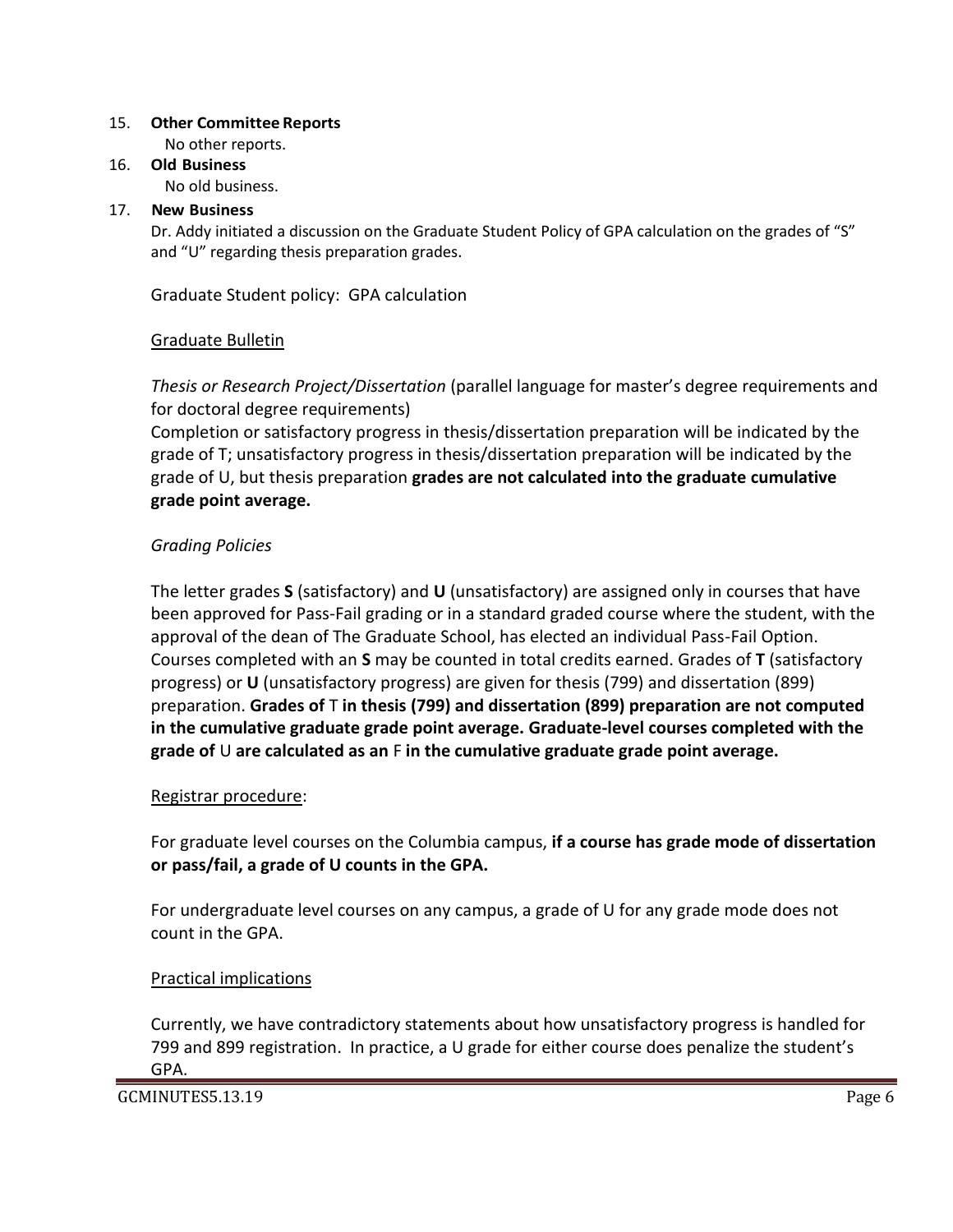15. **Other Committee Reports**

    No other reports.

16. **Old Business**

    No old business.

17. **New Business**

    Dr. Addy initiated a discussion on the Graduate Student Policy of GPA calculation on the grades of "S" and "U" regarding thesis preparation grades.

    Graduate Student policy: GPA calculation

    <u>Graduate Bulletin</u>

    *Thesis or Research Project/Dissertation* (parallel language for master's degree requirements and for doctoral degree requirements)
    Completion or satisfactory progress in thesis/dissertation preparation will be indicated by the grade of T; unsatisfactory progress in thesis/dissertation preparation will be indicated by the grade of U, but thesis preparation **grades are not calculated into the graduate cumulative grade point average.**

    *Grading Policies*

    The letter grades **S** (satisfactory) and **U** (unsatisfactory) are assigned only in courses that have been approved for Pass-Fail grading or in a standard graded course where the student, with the approval of the dean of The Graduate School, has elected an individual Pass-Fail Option. Courses completed with an **S** may be counted in total credits earned. Grades of **T** (satisfactory progress) or **U** (unsatisfactory progress) are given for thesis (799) and dissertation (899) preparation. **Grades of** T **in thesis (799) and dissertation (899) preparation are not computed in the cumulative graduate grade point average. Graduate-level courses completed with the grade of** U **are calculated as an** F **in the cumulative graduate grade point average.**

    <u>Registrar procedure</u>:

    For graduate level courses on the Columbia campus, **if a course has grade mode of dissertation or pass/fail, a grade of U counts in the GPA.**

    For undergraduate level courses on any campus, a grade of U for any grade mode does not count in the GPA.

    <u>Practical implications</u>

    Currently, we have contradictory statements about how unsatisfactory progress is handled for 799 and 899 registration. In practice, a U grade for either course does penalize the student's GPA.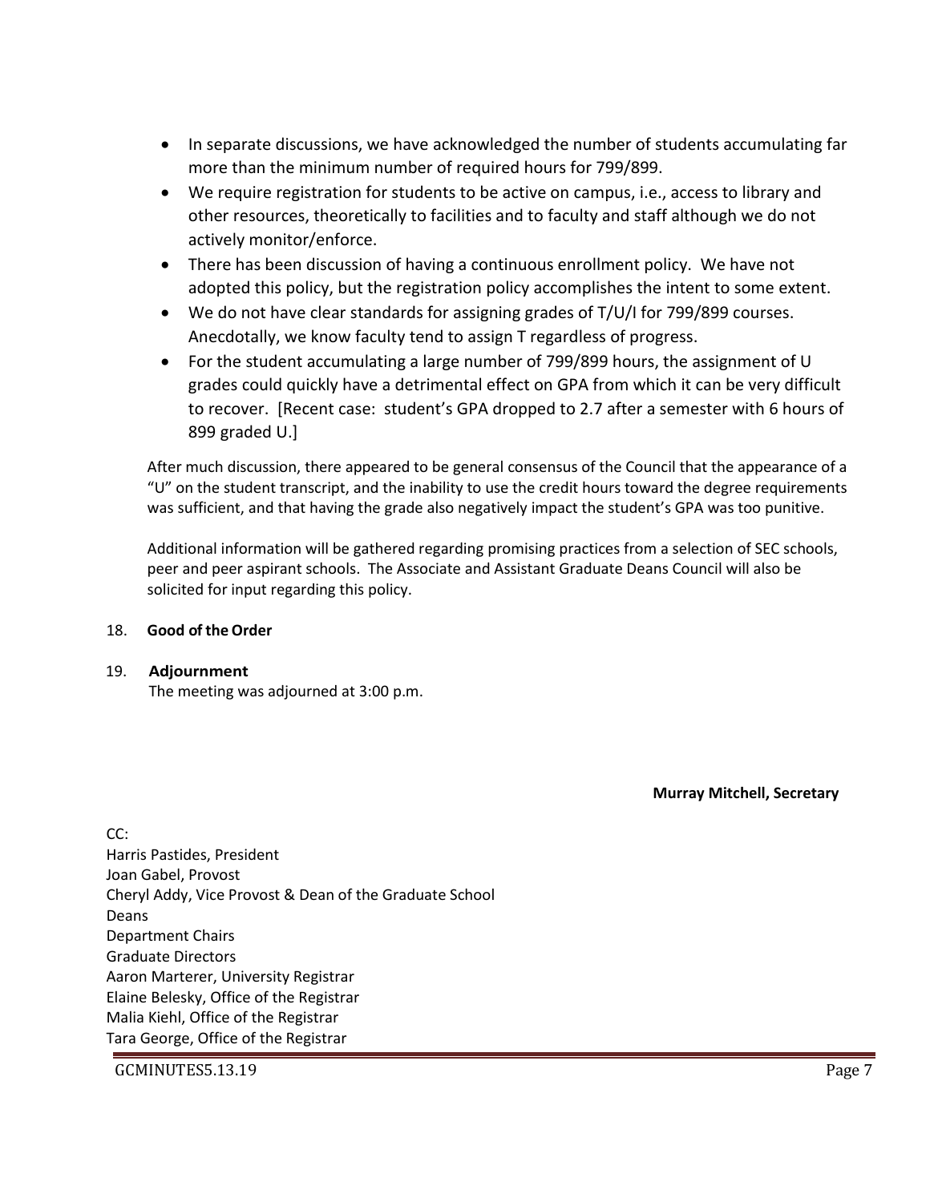- In separate discussions, we have acknowledged the number of students accumulating far more than the minimum number of required hours for 799/899.
- We require registration for students to be active on campus, i.e., access to library and other resources, theoretically to facilities and to faculty and staff although we do not actively monitor/enforce.
- There has been discussion of having a continuous enrollment policy. We have not adopted this policy, but the registration policy accomplishes the intent to some extent.
- We do not have clear standards for assigning grades of T/U/I for 799/899 courses. Anecdotally, we know faculty tend to assign T regardless of progress.
- For the student accumulating a large number of 799/899 hours, the assignment of U grades could quickly have a detrimental effect on GPA from which it can be very difficult to recover. [Recent case: student's GPA dropped to 2.7 after a semester with 6 hours of 899 graded U.]

After much discussion, there appeared to be general consensus of the Council that the appearance of a "U" on the student transcript, and the inability to use the credit hours toward the degree requirements was sufficient, and that having the grade also negatively impact the student's GPA was too punitive.

Additional information will be gathered regarding promising practices from a selection of SEC schools, peer and peer aspirant schools. The Associate and Assistant Graduate Deans Council will also be solicited for input regarding this policy.

18. **Good of the Order**

19. **Adjournment**

The meeting was adjourned at 3:00 p.m.

**Murray Mitchell, Secretary**

CC:
Harris Pastides, President
Joan Gabel, Provost
Cheryl Addy, Vice Provost & Dean of the Graduate School
Deans
Department Chairs
Graduate Directors
Aaron Marterer, University Registrar
Elaine Belesky, Office of the Registrar
Malia Kiehl, Office of the Registrar
Tara George, Office of the Registrar